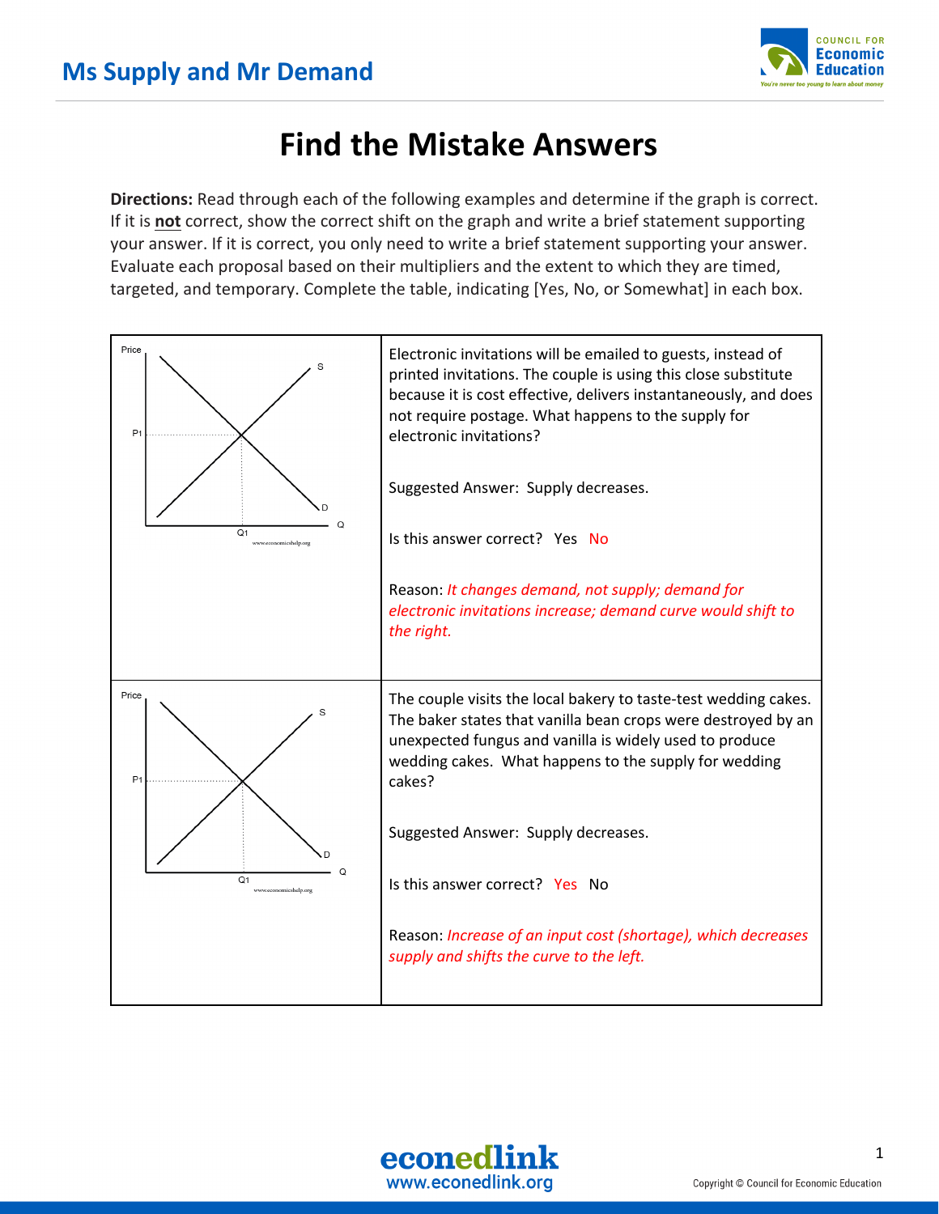# Ms Supply and Mr Demand

## Find the Mistake Answers

**Directions:** Read through each of the following examples and determine if the graph is correct. If it is **not** correct, show the correct shift on the graph and write a brief statement supporting your answer. If it is correct, you only need to write a brief statement supporting your answer. Evaluate each proposal based on their multipliers and the extent to which they are timed, targeted, and temporary. Complete the table, indicating [Yes, No, or Somewhat] in each box.

| Graph | Question |
|---|---|
| Price, P1, S, D, Q1, Q (www.economicshelp.org) | Electronic invitations will be emailed to guests, instead of printed invitations. The couple is using this close substitute because it is cost effective, delivers instantaneously, and does not require postage. What happens to the supply for electronic invitations?<br><br>Suggested Answer: Supply decreases.<br><br>Is this answer correct? Yes *No*<br><br>Reason: *It changes demand, not supply; demand for electronic invitations increase; demand curve would shift to the right.* |
| Price, P1, S, D, Q1, Q (www.economicshelp.org) | The couple visits the local bakery to taste-test wedding cakes. The baker states that vanilla bean crops were destroyed by an unexpected fungus and vanilla is widely used to produce wedding cakes. What happens to the supply for wedding cakes?<br><br>Suggested Answer: Supply decreases.<br><br>Is this answer correct? *Yes* No<br><br>Reason: *Increase of an input cost (shortage), which decreases supply and shifts the curve to the left.* |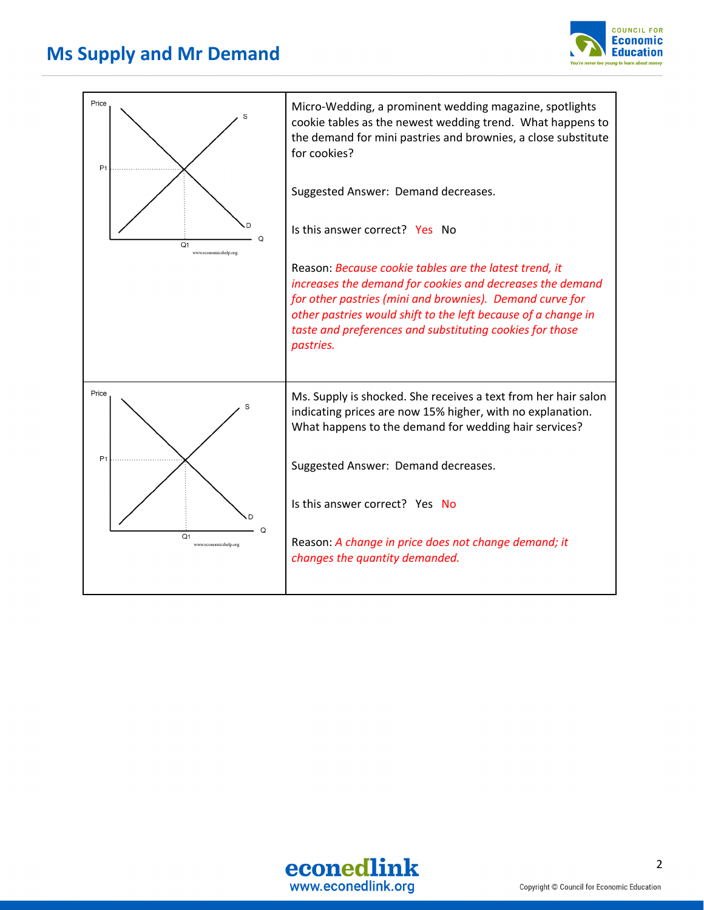| | |
|---|---|
| Price<br>P1<br>S<br>D<br>Q<br>Q1<br>www.economicshelp.org | Micro-Wedding, a prominent wedding magazine, spotlights cookie tables as the newest wedding trend. What happens to the demand for mini pastries and brownies, a close substitute for cookies?<br><br>Suggested Answer: Demand decreases.<br><br>Is this answer correct? *Yes* No<br><br>Reason: *Because cookie tables are the latest trend, it increases the demand for cookies and decreases the demand for other pastries (mini and brownies). Demand curve for other pastries would shift to the left because of a change in taste and preferences and substituting cookies for those pastries.* |
| Price<br>P1<br>S<br>D<br>Q<br>Q1<br>www.economicshelp.org | Ms. Supply is shocked. She receives a text from her hair salon indicating prices are now 15% higher, with no explanation. What happens to the demand for wedding hair services?<br><br>Suggested Answer: Demand decreases.<br><br>Is this answer correct? Yes *No*<br><br>Reason: *A change in price does not change demand; it changes the quantity demanded.* |